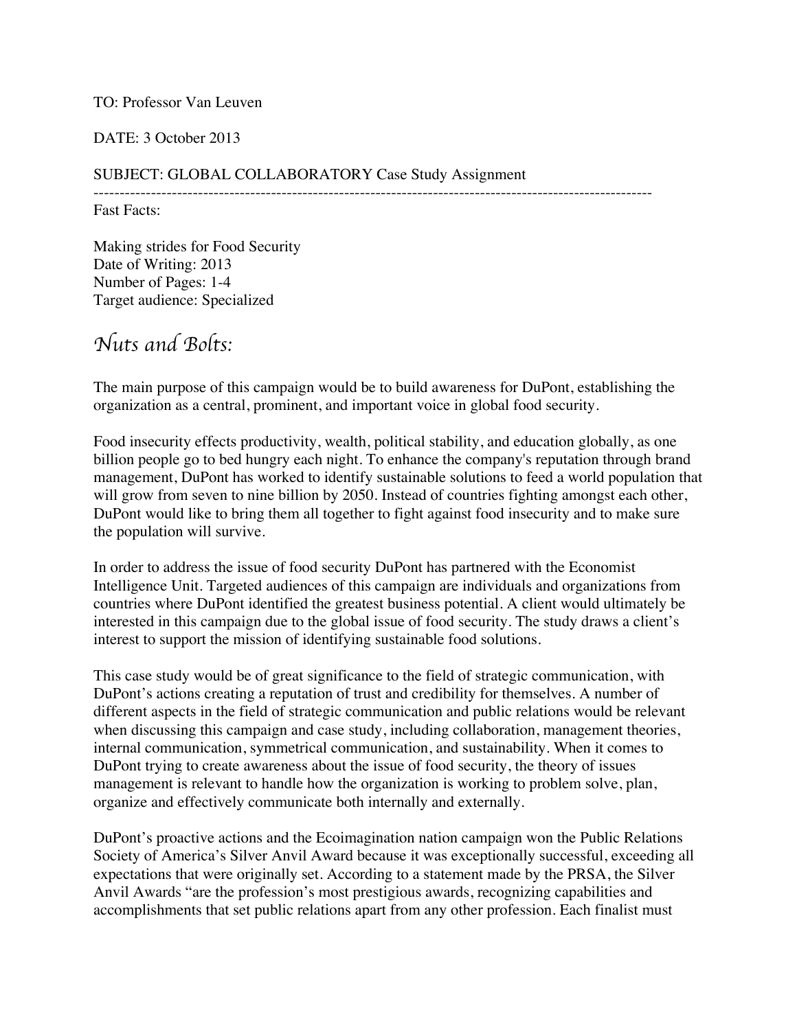TO: Professor Van Leuven

DATE: 3 October 2013

SUBJECT: GLOBAL COLLABORATORY Case Study Assignment

---

Fast Facts:

Making strides for Food Security
Date of Writing: 2013
Number of Pages: 1-4
Target audience: Specialized

## *Nuts and Bolts:*

The main purpose of this campaign would be to build awareness for DuPont, establishing the organization as a central, prominent, and important voice in global food security.

Food insecurity effects productivity, wealth, political stability, and education globally, as one billion people go to bed hungry each night. To enhance the company's reputation through brand management, DuPont has worked to identify sustainable solutions to feed a world population that will grow from seven to nine billion by 2050. Instead of countries fighting amongst each other, DuPont would like to bring them all together to fight against food insecurity and to make sure the population will survive.

In order to address the issue of food security DuPont has partnered with the Economist Intelligence Unit. Targeted audiences of this campaign are individuals and organizations from countries where DuPont identified the greatest business potential. A client would ultimately be interested in this campaign due to the global issue of food security. The study draws a client's interest to support the mission of identifying sustainable food solutions.

This case study would be of great significance to the field of strategic communication, with DuPont's actions creating a reputation of trust and credibility for themselves. A number of different aspects in the field of strategic communication and public relations would be relevant when discussing this campaign and case study, including collaboration, management theories, internal communication, symmetrical communication, and sustainability. When it comes to DuPont trying to create awareness about the issue of food security, the theory of issues management is relevant to handle how the organization is working to problem solve, plan, organize and effectively communicate both internally and externally.

DuPont's proactive actions and the Ecoimagination nation campaign won the Public Relations Society of America's Silver Anvil Award because it was exceptionally successful, exceeding all expectations that were originally set. According to a statement made by the PRSA, the Silver Anvil Awards "are the profession's most prestigious awards, recognizing capabilities and accomplishments that set public relations apart from any other profession. Each finalist must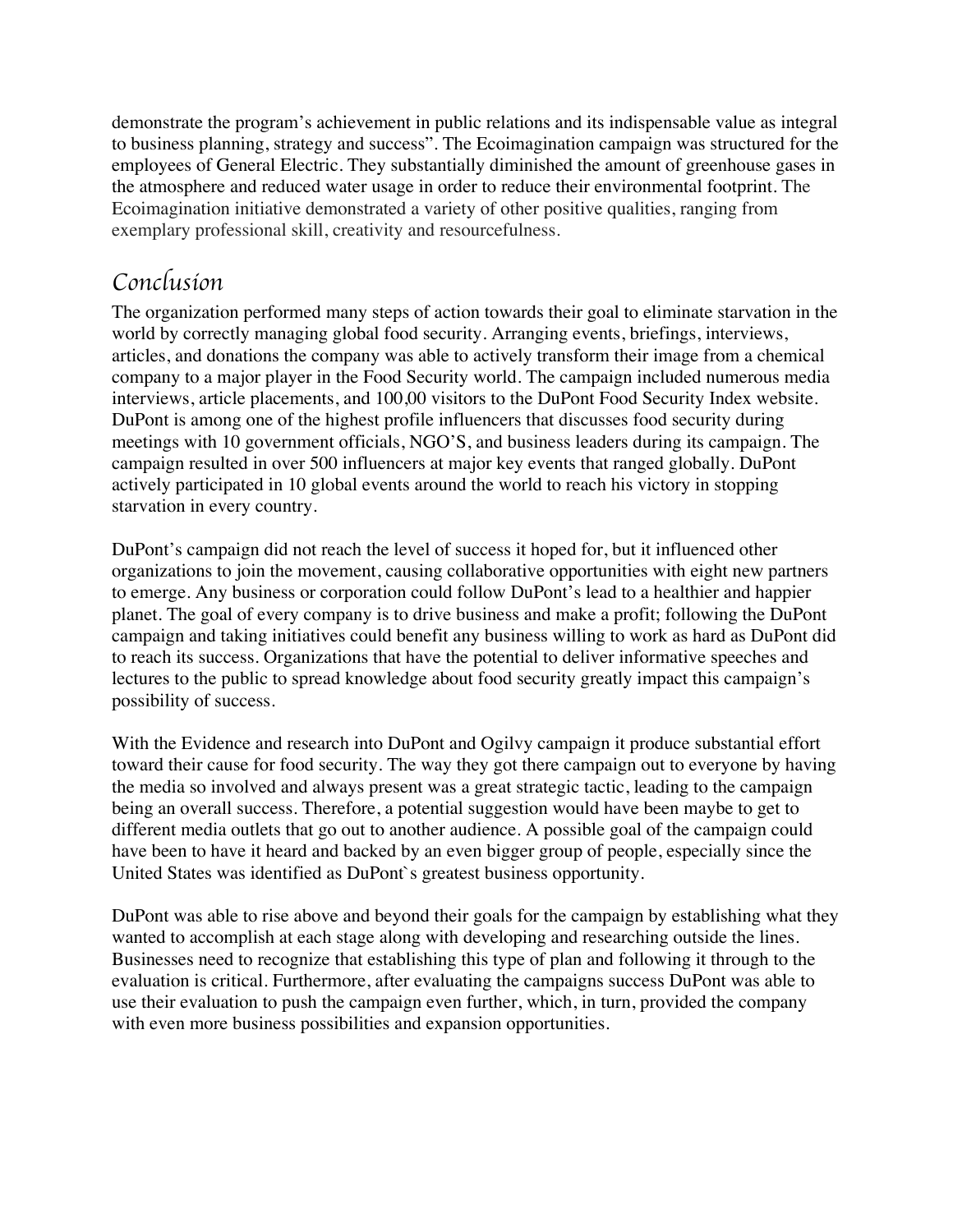demonstrate the program's achievement in public relations and its indispensable value as integral to business planning, strategy and success". The Ecoimagination campaign was structured for the employees of General Electric. They substantially diminished the amount of greenhouse gases in the atmosphere and reduced water usage in order to reduce their environmental footprint. The Ecoimagination initiative demonstrated a variety of other positive qualities, ranging from exemplary professional skill, creativity and resourcefulness.

## Conclusion

The organization performed many steps of action towards their goal to eliminate starvation in the world by correctly managing global food security. Arranging events, briefings, interviews, articles, and donations the company was able to actively transform their image from a chemical company to a major player in the Food Security world. The campaign included numerous media interviews, article placements, and 100,00 visitors to the DuPont Food Security Index website. DuPont is among one of the highest profile influencers that discusses food security during meetings with 10 government officials, NGO'S, and business leaders during its campaign. The campaign resulted in over 500 influencers at major key events that ranged globally. DuPont actively participated in 10 global events around the world to reach his victory in stopping starvation in every country.

DuPont's campaign did not reach the level of success it hoped for, but it influenced other organizations to join the movement, causing collaborative opportunities with eight new partners to emerge. Any business or corporation could follow DuPont's lead to a healthier and happier planet. The goal of every company is to drive business and make a profit; following the DuPont campaign and taking initiatives could benefit any business willing to work as hard as DuPont did to reach its success. Organizations that have the potential to deliver informative speeches and lectures to the public to spread knowledge about food security greatly impact this campaign's possibility of success.

With the Evidence and research into DuPont and Ogilvy campaign it produce substantial effort toward their cause for food security. The way they got there campaign out to everyone by having the media so involved and always present was a great strategic tactic, leading to the campaign being an overall success. Therefore, a potential suggestion would have been maybe to get to different media outlets that go out to another audience. A possible goal of the campaign could have been to have it heard and backed by an even bigger group of people, especially since the United States was identified as DuPont`s greatest business opportunity.

DuPont was able to rise above and beyond their goals for the campaign by establishing what they wanted to accomplish at each stage along with developing and researching outside the lines. Businesses need to recognize that establishing this type of plan and following it through to the evaluation is critical. Furthermore, after evaluating the campaigns success DuPont was able to use their evaluation to push the campaign even further, which, in turn, provided the company with even more business possibilities and expansion opportunities.